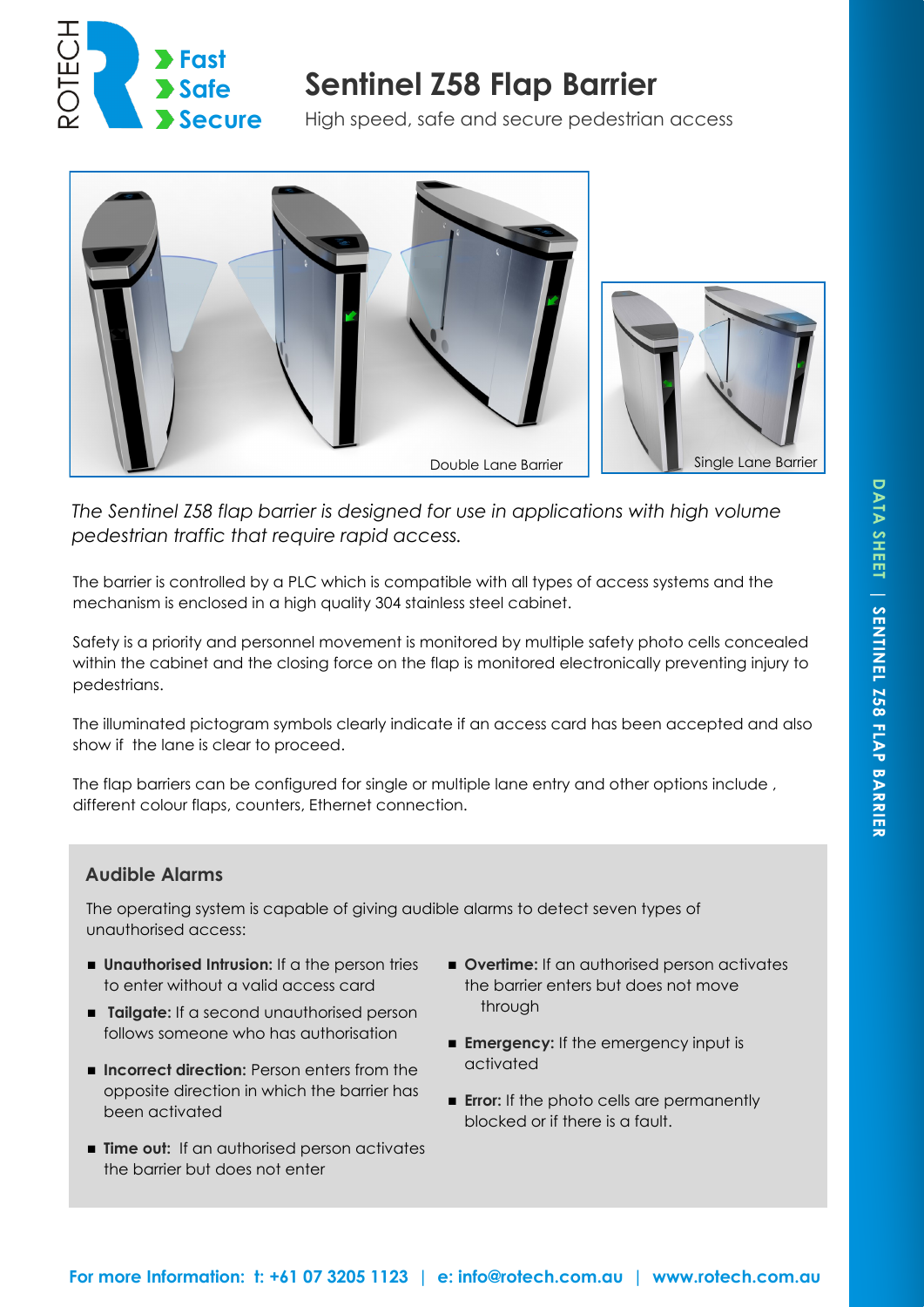ROTECH
Fast
Safe
Secure

# Sentinel Z58 Flap Barrier

High speed, safe and secure pedestrian access

Double Lane Barrier

Single Lane Barrier

*The Sentinel Z58 flap barrier is designed for use in applications with high volume pedestrian traffic that require rapid access.*

The barrier is controlled by a PLC which is compatible with all types of access systems and the mechanism is enclosed in a high quality 304 stainless steel cabinet.

Safety is a priority and personnel movement is monitored by multiple safety photo cells concealed within the cabinet and the closing force on the flap is monitored electronically preventing injury to pedestrians.

The illuminated pictogram symbols clearly indicate if an access card has been accepted and also show if the lane is clear to proceed.

The flap barriers can be configured for single or multiple lane entry and other options include , different colour flaps, counters, Ethernet connection.

## Audible Alarms

The operating system is capable of giving audible alarms to detect seven types of unauthorised access:

- **Unauthorised Intrusion:** If a the person tries to enter without a valid access card
- **Tailgate:** If a second unauthorised person follows someone who has authorisation
- **Incorrect direction:** Person enters from the opposite direction in which the barrier has been activated
- **Time out:** If an authorised person activates the barrier but does not enter
- **Overtime:** If an authorised person activates the barrier enters but does not move through
- **Emergency:** If the emergency input is activated
- **Error:** If the photo cells are permanently blocked or if there is a fault.

**For more Information: t: +61 07 3205 1123 | e: info@rotech.com.au | www.rotech.com.au**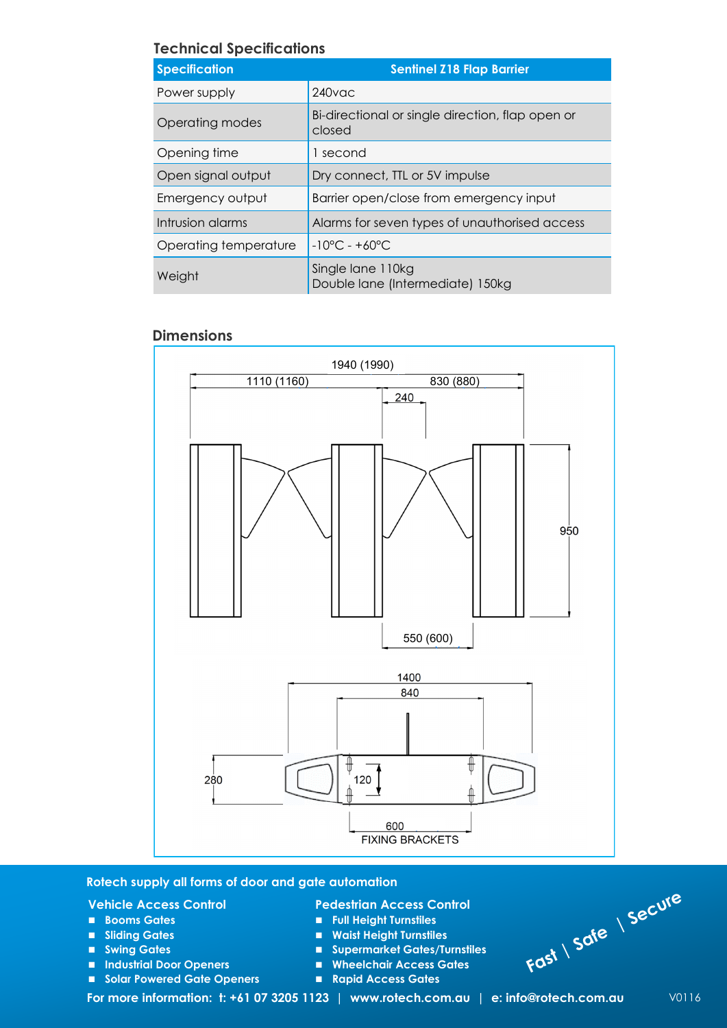## Technical Specifications

| Specification | Sentinel Z18 Flap Barrier |
|---|---|
| Power supply | 240vac |
| Operating modes | Bi-directional or single direction, flap open or closed |
| Opening time | 1 second |
| Open signal output | Dry connect, TTL or 5V impulse |
| Emergency output | Barrier open/close from emergency input |
| Intrusion alarms | Alarms for seven types of unauthorised access |
| Operating temperature | -10°C - +60°C |
| Weight | Single lane 110kg<br>Double lane (Intermediate) 150kg |

## Dimensions

1940 (1990)
1110 (1160)
830 (880)
240
950
550 (600)
1400
840
280
120
600
FIXING BRACKETS

**Rotech supply all forms of door and gate automation**

**Vehicle Access Control**

- Booms Gates
- Sliding Gates
- Swing Gates
- Industrial Door Openers
- Solar Powered Gate Openers

**Pedestrian Access Control**

- Full Height Turnstiles
- Waist Height Turnstiles
- Supermarket Gates/Turnstiles
- Wheelchair Access Gates
- Rapid Access Gates

Fast | Safe | Secure

**For more information: t: +61 07 3205 1123 | www.rotech.com.au | e: info@rotech.com.au**

V0116